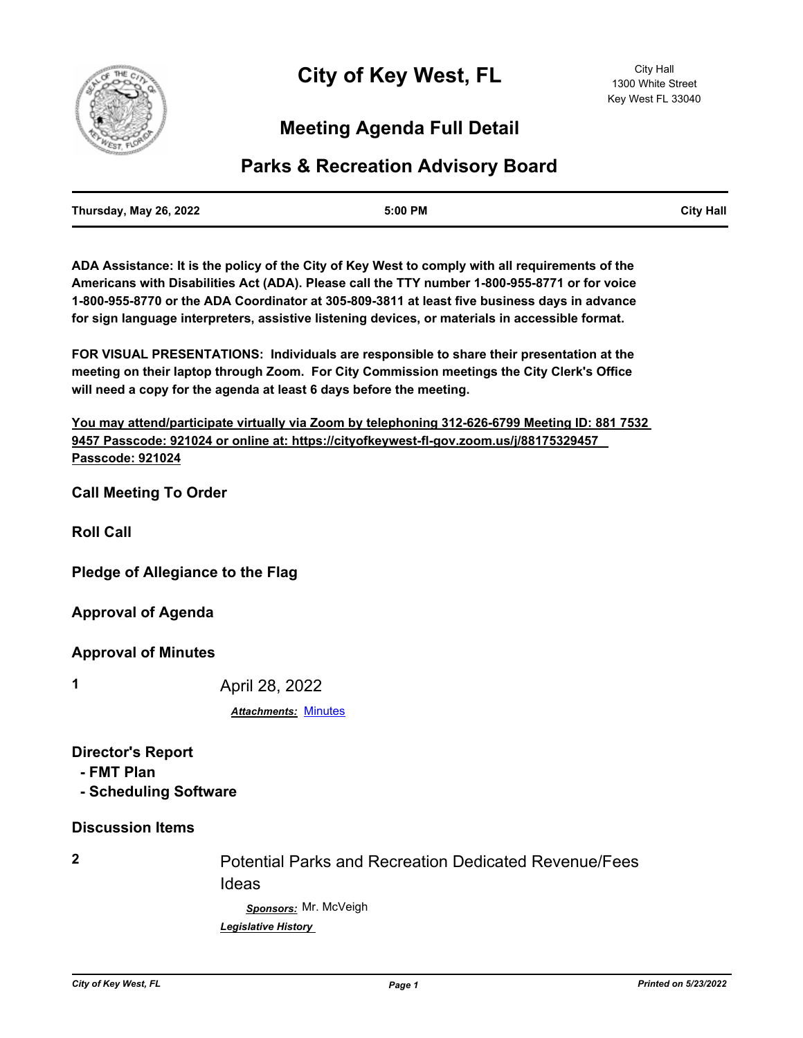# City of Key West, FL

City Hall
1300 White Street
Key West FL 33040

## Meeting Agenda Full Detail

## Parks & Recreation Advisory Board

| **Thursday, May 26, 2022** | **5:00 PM** | **City Hall** |
|---|---|---|

**ADA Assistance: It is the policy of the City of Key West to comply with all requirements of the Americans with Disabilities Act (ADA). Please call the TTY number 1-800-955-8771 or for voice 1-800-955-8770 or the ADA Coordinator at 305-809-3811 at least five business days in advance for sign language interpreters, assistive listening devices, or materials in accessible format.**

**FOR VISUAL PRESENTATIONS: Individuals are responsible to share their presentation at the meeting on their laptop through Zoom. For City Commission meetings the City Clerk's Office will need a copy for the agenda at least 6 days before the meeting.**

**You may attend/participate virtually via Zoom by telephoning 312-626-6799 Meeting ID: 881 7532 9457 Passcode: 921024 or online at: https://cityofkeywest-fl-gov.zoom.us/j/88175329457 Passcode: 921024**

### Call Meeting To Order

### Roll Call

### Pledge of Allegiance to the Flag

### Approval of Agenda

### Approval of Minutes

**1** April 28, 2022

***Attachments:*** Minutes

### Director's Report
- **FMT Plan**
- **Scheduling Software**

### Discussion Items

**2** Potential Parks and Recreation Dedicated Revenue/Fees Ideas

***Sponsors:*** Mr. McVeigh

***Legislative History***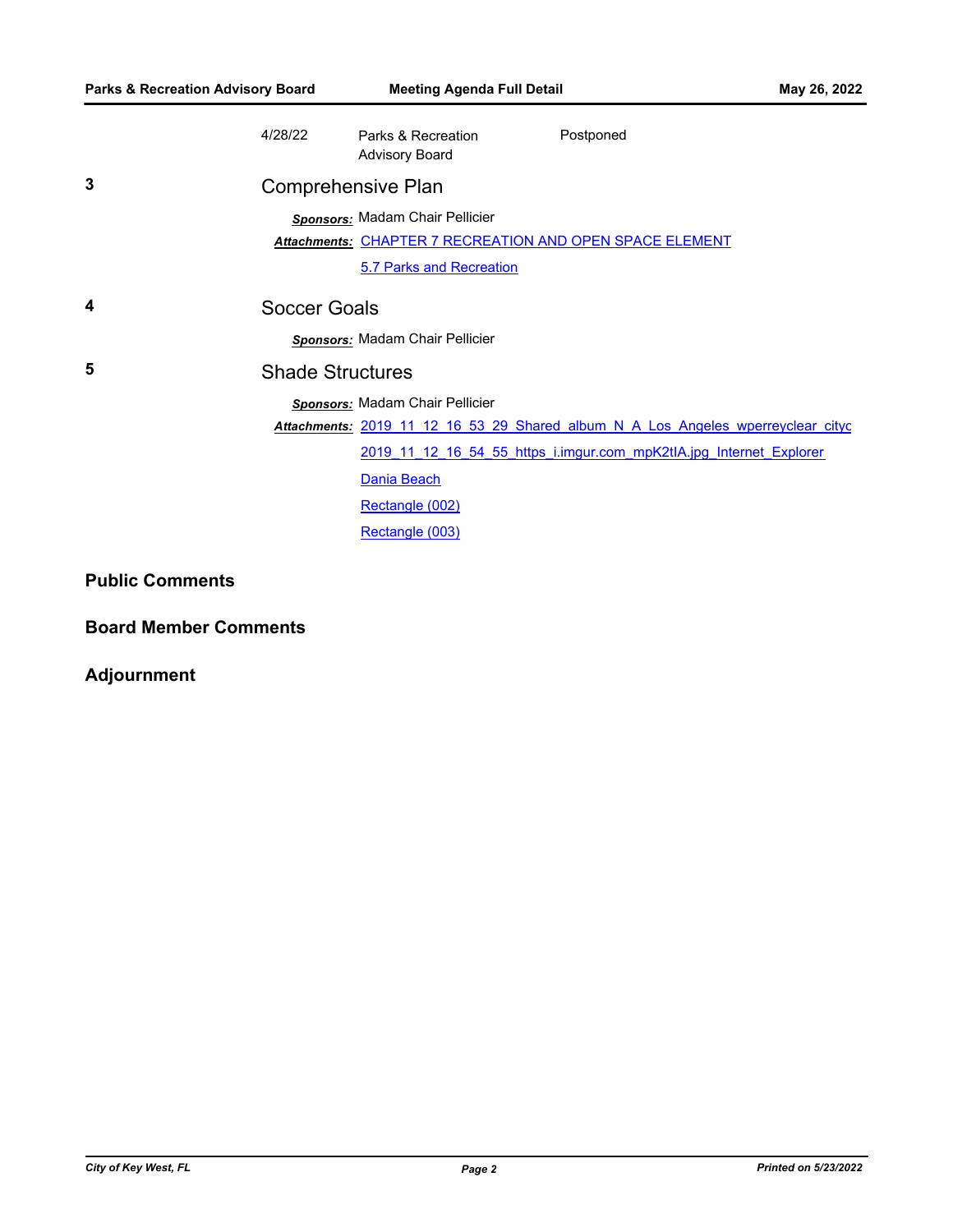| | | |
|---|---|---|
| 4/28/22 | Parks & Recreation Advisory Board | Postponed |

**3** Comprehensive Plan

***Sponsors:*** Madam Chair Pellicier

***Attachments:*** CHAPTER 7 RECREATION AND OPEN SPACE ELEMENT

5.7 Parks and Recreation

**4** Soccer Goals

***Sponsors:*** Madam Chair Pellicier

**5** Shade Structures

***Sponsors:*** Madam Chair Pellicier

***Attachments:*** 2019_11_12_16_53_29_Shared_album_N_A_Los_Angeles_wperreyclear_cityc

2019_11_12_16_54_55_https_i.imgur.com_mpK2tIA.jpg_Internet_Explorer

Dania Beach

Rectangle (002)

Rectangle (003)

## Public Comments

## Board Member Comments

## Adjournment